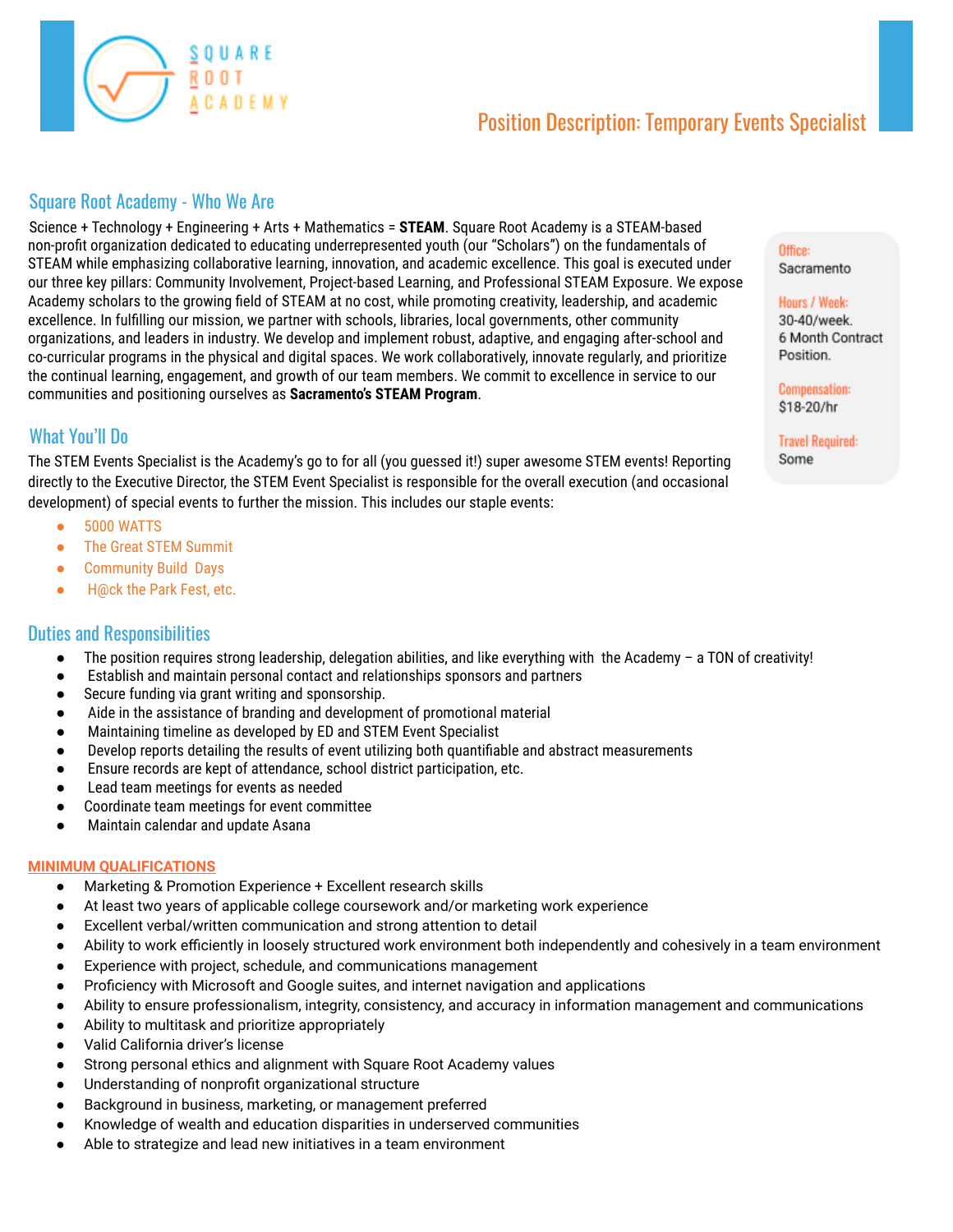SQUARE ROOT ACADEMY

# Position Description: Temporary Events Specialist

## Square Root Academy - Who We Are

Science + Technology + Engineering + Arts + Mathematics = **STEAM**. Square Root Academy is a STEAM-based non-profit organization dedicated to educating underrepresented youth (our "Scholars") on the fundamentals of STEAM while emphasizing collaborative learning, innovation, and academic excellence. This goal is executed under our three key pillars: Community Involvement, Project-based Learning, and Professional STEAM Exposure. We expose Academy scholars to the growing field of STEAM at no cost, while promoting creativity, leadership, and academic excellence. In fulfilling our mission, we partner with schools, libraries, local governments, other community organizations, and leaders in industry. We develop and implement robust, adaptive, and engaging after-school and co-curricular programs in the physical and digital spaces. We work collaboratively, innovate regularly, and prioritize the continual learning, engagement, and growth of our team members. We commit to excellence in service to our communities and positioning ourselves as **Sacramento's STEAM Program**.

**Office:**
Sacramento

**Hours / Week:**
30-40/week.
6 Month Contract Position.

**Compensation:**
$18-20/hr

**Travel Required:**
Some

## What You'll Do

The STEM Events Specialist is the Academy's go to for all (you guessed it!) super awesome STEM events! Reporting directly to the Executive Director, the STEM Event Specialist is responsible for the overall execution (and occasional development) of special events to further the mission. This includes our staple events:

- 5000 WATTS
- The Great STEM Summit
- Community Build Days
- H@ck the Park Fest, etc.

## Duties and Responsibilities

- The position requires strong leadership, delegation abilities, and like everything with the Academy – a TON of creativity!
- Establish and maintain personal contact and relationships sponsors and partners
- Secure funding via grant writing and sponsorship.
- Aide in the assistance of branding and development of promotional material
- Maintaining timeline as developed by ED and STEM Event Specialist
- Develop reports detailing the results of event utilizing both quantifiable and abstract measurements
- Ensure records are kept of attendance, school district participation, etc.
- Lead team meetings for events as needed
- Coordinate team meetings for event committee
- Maintain calendar and update Asana

### MINIMUM QUALIFICATIONS

- Marketing & Promotion Experience + Excellent research skills
- At least two years of applicable college coursework and/or marketing work experience
- Excellent verbal/written communication and strong attention to detail
- Ability to work efficiently in loosely structured work environment both independently and cohesively in a team environment
- Experience with project, schedule, and communications management
- Proficiency with Microsoft and Google suites, and internet navigation and applications
- Ability to ensure professionalism, integrity, consistency, and accuracy in information management and communications
- Ability to multitask and prioritize appropriately
- Valid California driver's license
- Strong personal ethics and alignment with Square Root Academy values
- Understanding of nonprofit organizational structure
- Background in business, marketing, or management preferred
- Knowledge of wealth and education disparities in underserved communities
- Able to strategize and lead new initiatives in a team environment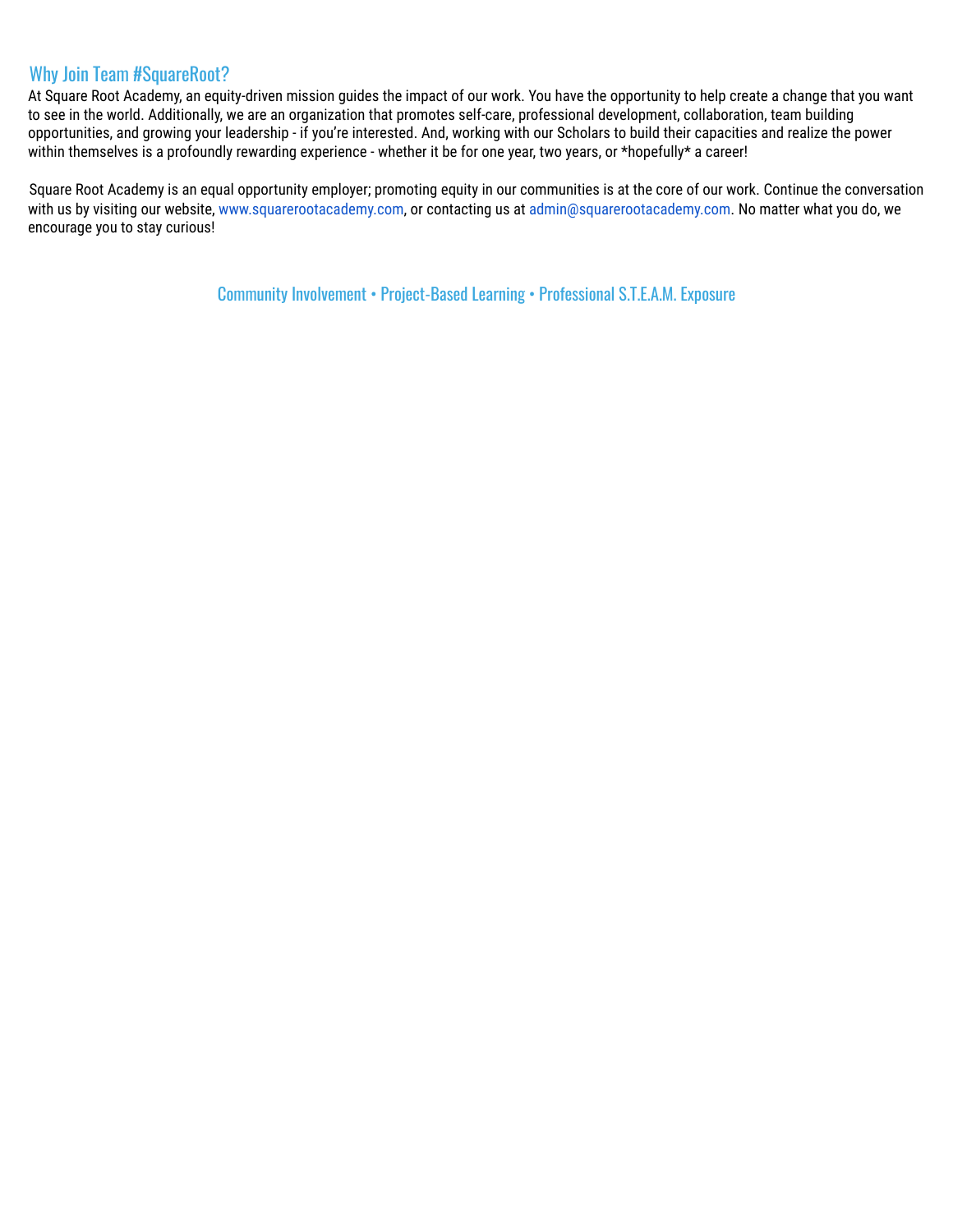## Why Join Team #SquareRoot?

At Square Root Academy, an equity-driven mission guides the impact of our work. You have the opportunity to help create a change that you want to see in the world. Additionally, we are an organization that promotes self-care, professional development, collaboration, team building opportunities, and growing your leadership - if you’re interested. And, working with our Scholars to build their capacities and realize the power within themselves is a profoundly rewarding experience - whether it be for one year, two years, or *hopefully* a career!

Square Root Academy is an equal opportunity employer; promoting equity in our communities is at the core of our work. Continue the conversation with us by visiting our website, www.squarerootacademy.com, or contacting us at admin@squarerootacademy.com. No matter what you do, we encourage you to stay curious!

Community Involvement • Project-Based Learning • Professional S.T.E.A.M. Exposure